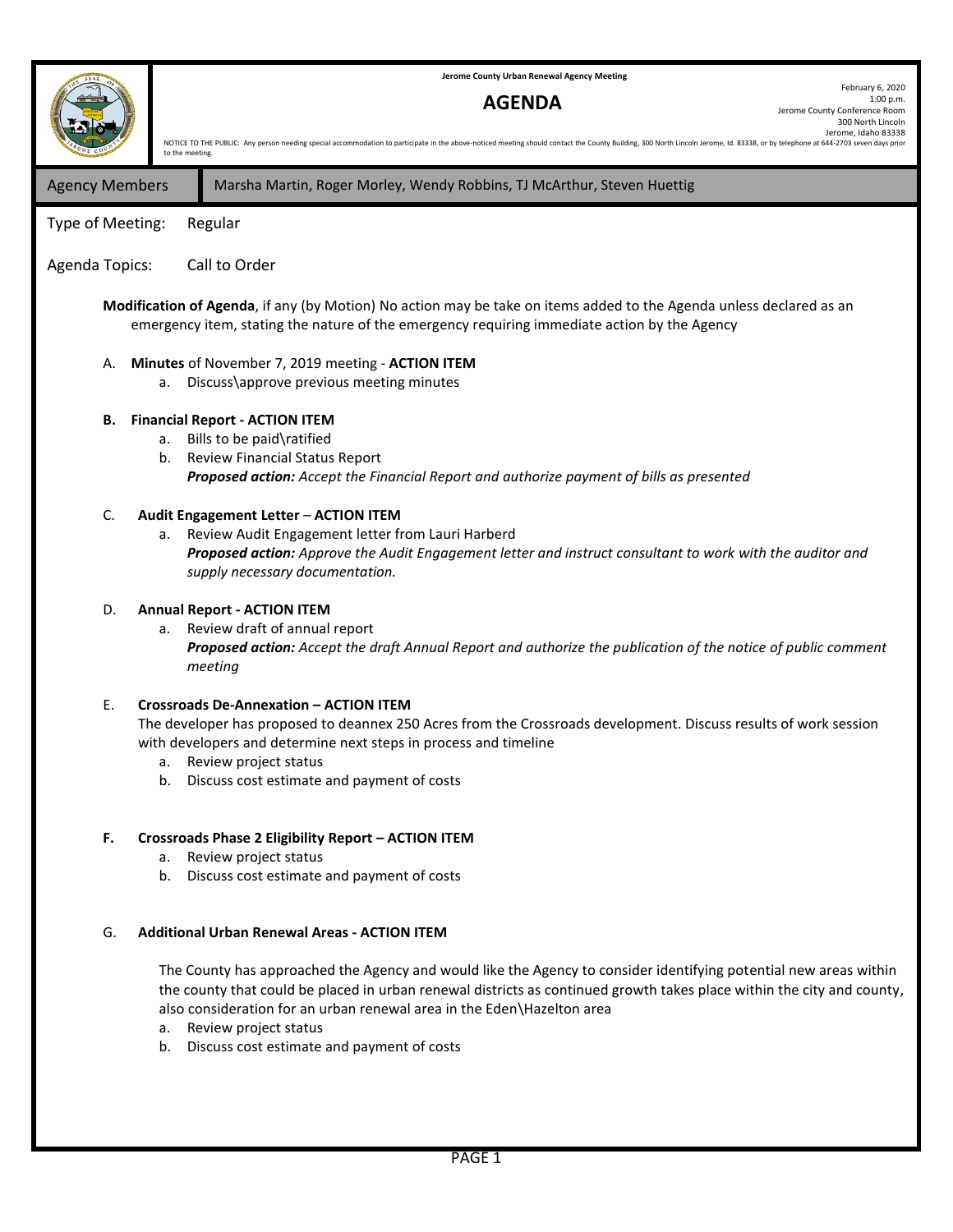Jerome County Urban Renewal Agency Meeting

# AGENDA

February 6, 2020
1:00 p.m.
Jerome County Conference Room
300 North Lincoln
Jerome, Idaho 83338

NOTICE TO THE PUBLIC: Any person needing special accommodation to participate in the above-noticed meeting should contact the County Building, 300 North Lincoln Jerome, Id. 83338, or by telephone at 644-2703 seven days prior to the meeting.

| Agency Members | Marsha Martin, Roger Morley, Wendy Robbins, TJ McArthur, Steven Huettig |
|---|---|

Type of Meeting: Regular

Agenda Topics: Call to Order

**Modification of Agenda**, if any (by Motion) No action may be take on items added to the Agenda unless declared as an emergency item, stating the nature of the emergency requiring immediate action by the Agency

A. **Minutes** of November 7, 2019 meeting - **ACTION ITEM**
   a. Discuss\approve previous meeting minutes

**B. Financial Report - ACTION ITEM**
   a. Bills to be paid\ratified
   b. Review Financial Status Report
      ***Proposed action:*** *Accept the Financial Report and authorize payment of bills as presented*

C. **Audit Engagement Letter** – **ACTION ITEM**
   a. Review Audit Engagement letter from Lauri Harberd
      ***Proposed action:*** *Approve the Audit Engagement letter and instruct consultant to work with the auditor and supply necessary documentation.*

D. **Annual Report - ACTION ITEM**
   a. Review draft of annual report
      ***Proposed action:*** *Accept the draft Annual Report and authorize the publication of the notice of public comment meeting*

E. **Crossroads De-Annexation – ACTION ITEM**
   The developer has proposed to deannex 250 Acres from the Crossroads development. Discuss results of work session with developers and determine next steps in process and timeline
   a. Review project status
   b. Discuss cost estimate and payment of costs

**F. Crossroads Phase 2 Eligibility Report – ACTION ITEM**
   a. Review project status
   b. Discuss cost estimate and payment of costs

G. **Additional Urban Renewal Areas - ACTION ITEM**

   The County has approached the Agency and would like the Agency to consider identifying potential new areas within the county that could be placed in urban renewal districts as continued growth takes place within the city and county, also consideration for an urban renewal area in the Eden\Hazelton area
   a. Review project status
   b. Discuss cost estimate and payment of costs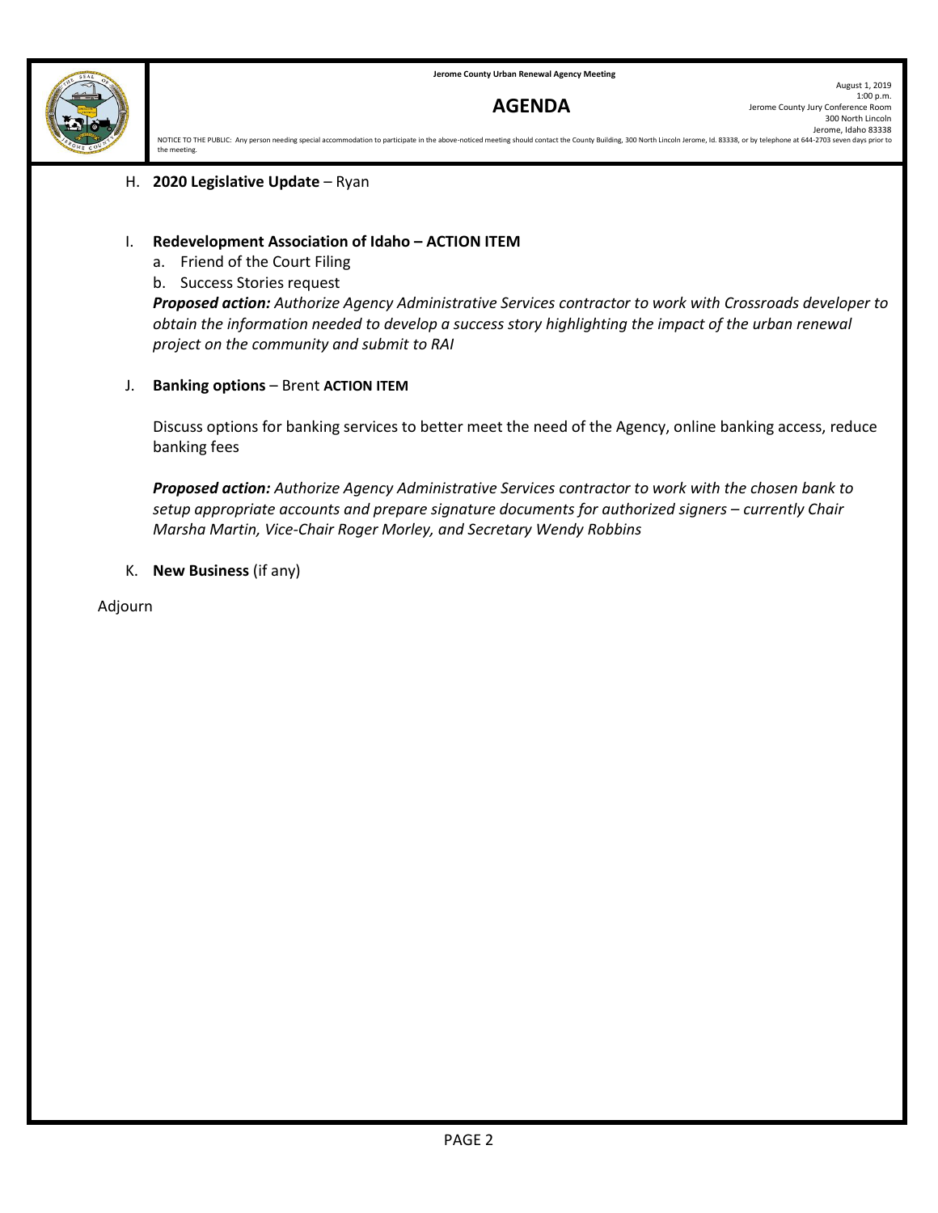H. **2020 Legislative Update** – Ryan

I. **Redevelopment Association of Idaho – ACTION ITEM**

   a. Friend of the Court Filing

   b. Success Stories request

   ***Proposed action:*** *Authorize Agency Administrative Services contractor to work with Crossroads developer to obtain the information needed to develop a success story highlighting the impact of the urban renewal project on the community and submit to RAI*

J. **Banking options** – Brent **ACTION ITEM**

   Discuss options for banking services to better meet the need of the Agency, online banking access, reduce banking fees

   ***Proposed action:*** *Authorize Agency Administrative Services contractor to work with the chosen bank to setup appropriate accounts and prepare signature documents for authorized signers – currently Chair Marsha Martin, Vice-Chair Roger Morley, and Secretary Wendy Robbins*

K. **New Business** (if any)

Adjourn